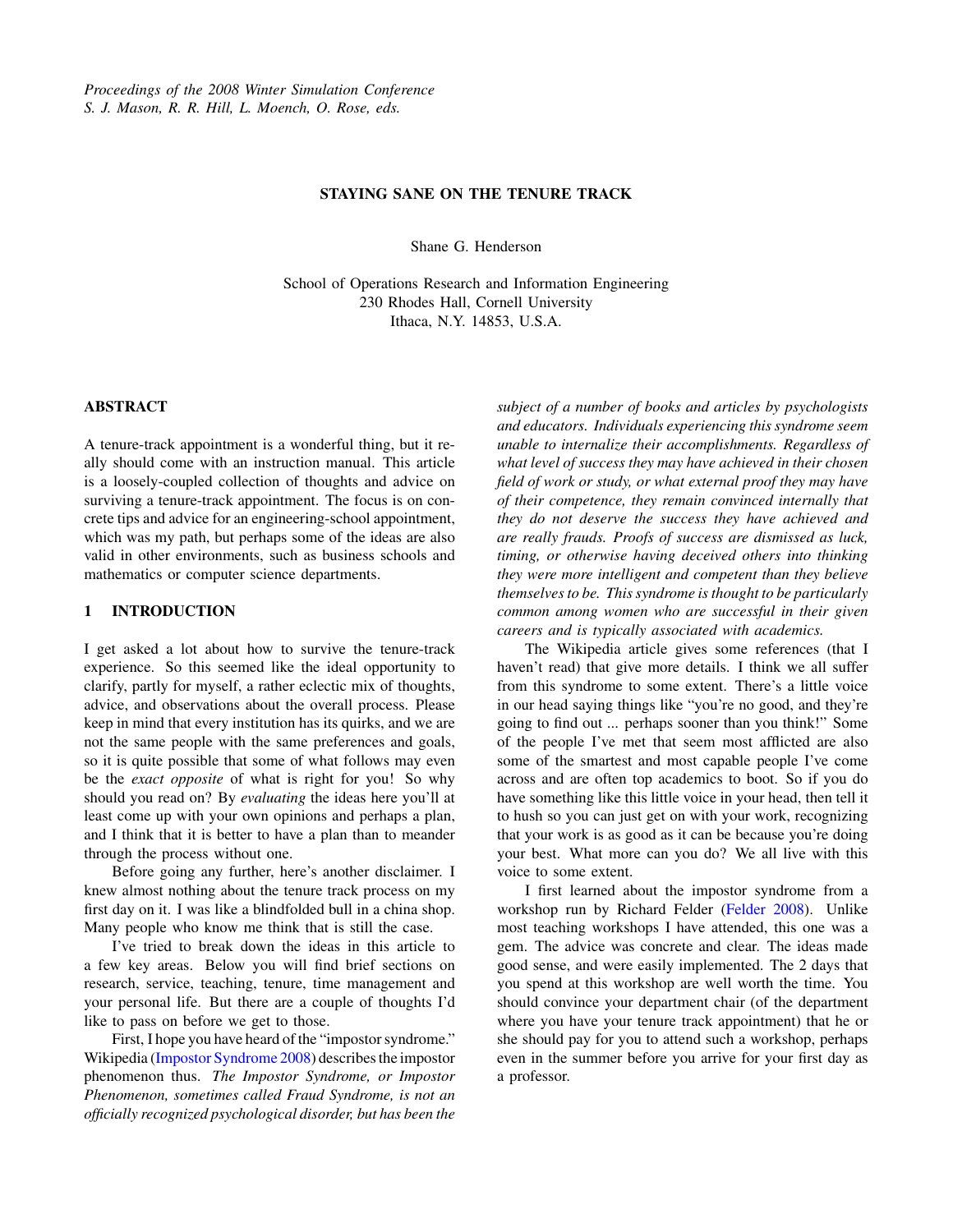*Proceedings of the 2008 Winter Simulation Conference*
*S. J. Mason, R. R. Hill, L. Moench, O. Rose, eds.*

# STAYING SANE ON THE TENURE TRACK

Shane G. Henderson

School of Operations Research and Information Engineering
230 Rhodes Hall, Cornell University
Ithaca, N.Y. 14853, U.S.A.

## ABSTRACT

A tenure-track appointment is a wonderful thing, but it really should come with an instruction manual. This article is a loosely-coupled collection of thoughts and advice on surviving a tenure-track appointment. The focus is on concrete tips and advice for an engineering-school appointment, which was my path, but perhaps some of the ideas are also valid in other environments, such as business schools and mathematics or computer science departments.

## 1 INTRODUCTION

I get asked a lot about how to survive the tenure-track experience. So this seemed like the ideal opportunity to clarify, partly for myself, a rather eclectic mix of thoughts, advice, and observations about the overall process. Please keep in mind that every institution has its quirks, and we are not the same people with the same preferences and goals, so it is quite possible that some of what follows may even be the *exact opposite* of what is right for you! So why should you read on? By *evaluating* the ideas here you'll at least come up with your own opinions and perhaps a plan, and I think that it is better to have a plan than to meander through the process without one.

Before going any further, here's another disclaimer. I knew almost nothing about the tenure track process on my first day on it. I was like a blindfolded bull in a china shop. Many people who know me think that is still the case.

I've tried to break down the ideas in this article to a few key areas. Below you will find brief sections on research, service, teaching, tenure, time management and your personal life. But there are a couple of thoughts I'd like to pass on before we get to those.

First, I hope you have heard of the "impostor syndrome." Wikipedia (Impostor Syndrome 2008) describes the impostor phenomenon thus. *The Impostor Syndrome, or Impostor Phenomenon, sometimes called Fraud Syndrome, is not an officially recognized psychological disorder, but has been the subject of a number of books and articles by psychologists and educators. Individuals experiencing this syndrome seem unable to internalize their accomplishments. Regardless of what level of success they may have achieved in their chosen field of work or study, or what external proof they may have of their competence, they remain convinced internally that they do not deserve the success they have achieved and are really frauds. Proofs of success are dismissed as luck, timing, or otherwise having deceived others into thinking they were more intelligent and competent than they believe themselves to be. This syndrome is thought to be particularly common among women who are successful in their given careers and is typically associated with academics.*

The Wikipedia article gives some references (that I haven't read) that give more details. I think we all suffer from this syndrome to some extent. There's a little voice in our head saying things like "you're no good, and they're going to find out ... perhaps sooner than you think!" Some of the people I've met that seem most afflicted are also some of the smartest and most capable people I've come across and are often top academics to boot. So if you do have something like this little voice in your head, then tell it to hush so you can just get on with your work, recognizing that your work is as good as it can be because you're doing your best. What more can you do? We all live with this voice to some extent.

I first learned about the impostor syndrome from a workshop run by Richard Felder (Felder 2008). Unlike most teaching workshops I have attended, this one was a gem. The advice was concrete and clear. The ideas made good sense, and were easily implemented. The 2 days that you spend at this workshop are well worth the time. You should convince your department chair (of the department where you have your tenure track appointment) that he or she should pay for you to attend such a workshop, perhaps even in the summer before you arrive for your first day as a professor.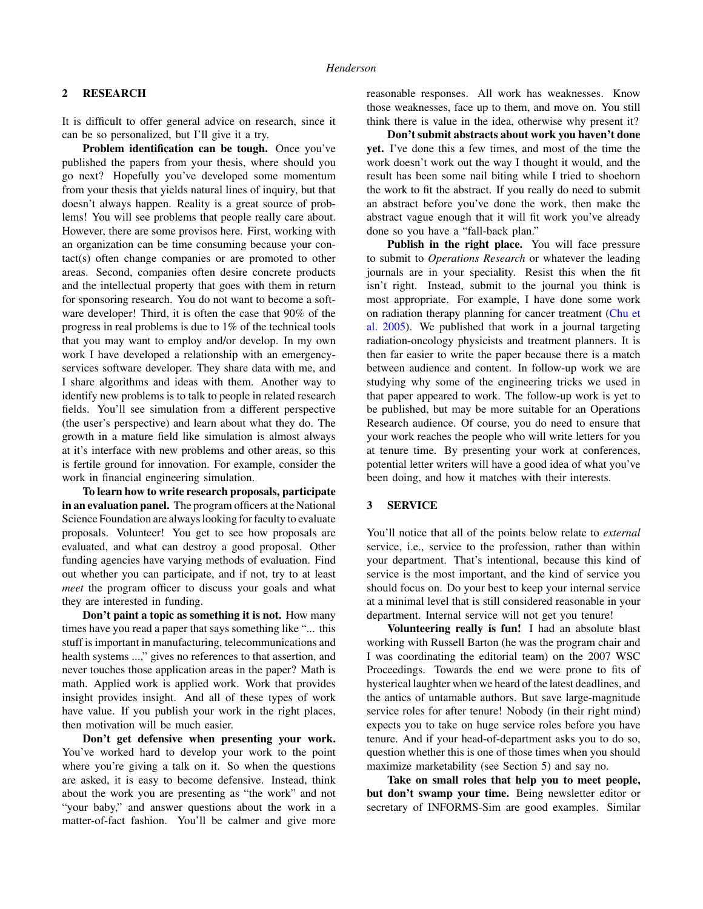## 2 RESEARCH

It is difficult to offer general advice on research, since it can be so personalized, but I'll give it a try.

**Problem identification can be tough.** Once you've published the papers from your thesis, where should you go next? Hopefully you've developed some momentum from your thesis that yields natural lines of inquiry, but that doesn't always happen. Reality is a great source of problems! You will see problems that people really care about. However, there are some provisos here. First, working with an organization can be time consuming because your contact(s) often change companies or are promoted to other areas. Second, companies often desire concrete products and the intellectual property that goes with them in return for sponsoring research. You do not want to become a software developer! Third, it is often the case that 90% of the progress in real problems is due to 1% of the technical tools that you may want to employ and/or develop. In my own work I have developed a relationship with an emergency-services software developer. They share data with me, and I share algorithms and ideas with them. Another way to identify new problems is to talk to people in related research fields. You'll see simulation from a different perspective (the user's perspective) and learn about what they do. The growth in a mature field like simulation is almost always at it's interface with new problems and other areas, so this is fertile ground for innovation. For example, consider the work in financial engineering simulation.

**To learn how to write research proposals, participate in an evaluation panel.** The program officers at the National Science Foundation are always looking for faculty to evaluate proposals. Volunteer! You get to see how proposals are evaluated, and what can destroy a good proposal. Other funding agencies have varying methods of evaluation. Find out whether you can participate, and if not, try to at least *meet* the program officer to discuss your goals and what they are interested in funding.

**Don't paint a topic as something it is not.** How many times have you read a paper that says something like "... this stuff is important in manufacturing, telecommunications and health systems ...," gives no references to that assertion, and never touches those application areas in the paper? Math is math. Applied work is applied work. Work that provides insight provides insight. And all of these types of work have value. If you publish your work in the right places, then motivation will be much easier.

**Don't get defensive when presenting your work.** You've worked hard to develop your work to the point where you're giving a talk on it. So when the questions are asked, it is easy to become defensive. Instead, think about the work you are presenting as "the work" and not "your baby," and answer questions about the work in a matter-of-fact fashion. You'll be calmer and give more reasonable responses. All work has weaknesses. Know those weaknesses, face up to them, and move on. You still think there is value in the idea, otherwise why present it?

**Don't submit abstracts about work you haven't done yet.** I've done this a few times, and most of the time the work doesn't work out the way I thought it would, and the result has been some nail biting while I tried to shoehorn the work to fit the abstract. If you really do need to submit an abstract before you've done the work, then make the abstract vague enough that it will fit work you've already done so you have a "fall-back plan."

**Publish in the right place.** You will face pressure to submit to *Operations Research* or whatever the leading journals are in your speciality. Resist this when the fit isn't right. Instead, submit to the journal you think is most appropriate. For example, I have done some work on radiation therapy planning for cancer treatment (Chu et al. 2005). We published that work in a journal targeting radiation-oncology physicists and treatment planners. It is then far easier to write the paper because there is a match between audience and content. In follow-up work we are studying why some of the engineering tricks we used in that paper appeared to work. The follow-up work is yet to be published, but may be more suitable for an Operations Research audience. Of course, you do need to ensure that your work reaches the people who will write letters for you at tenure time. By presenting your work at conferences, potential letter writers will have a good idea of what you've been doing, and how it matches with their interests.

## 3 SERVICE

You'll notice that all of the points below relate to *external* service, i.e., service to the profession, rather than within your department. That's intentional, because this kind of service is the most important, and the kind of service you should focus on. Do your best to keep your internal service at a minimal level that is still considered reasonable in your department. Internal service will not get you tenure!

**Volunteering really is fun!** I had an absolute blast working with Russell Barton (he was the program chair and I was coordinating the editorial team) on the 2007 WSC Proceedings. Towards the end we were prone to fits of hysterical laughter when we heard of the latest deadlines, and the antics of untamable authors. But save large-magnitude service roles for after tenure! Nobody (in their right mind) expects you to take on huge service roles before you have tenure. And if your head-of-department asks you to do so, question whether this is one of those times when you should maximize marketability (see Section 5) and say no.

**Take on small roles that help you to meet people, but don't swamp your time.** Being newsletter editor or secretary of INFORMS-Sim are good examples. Similar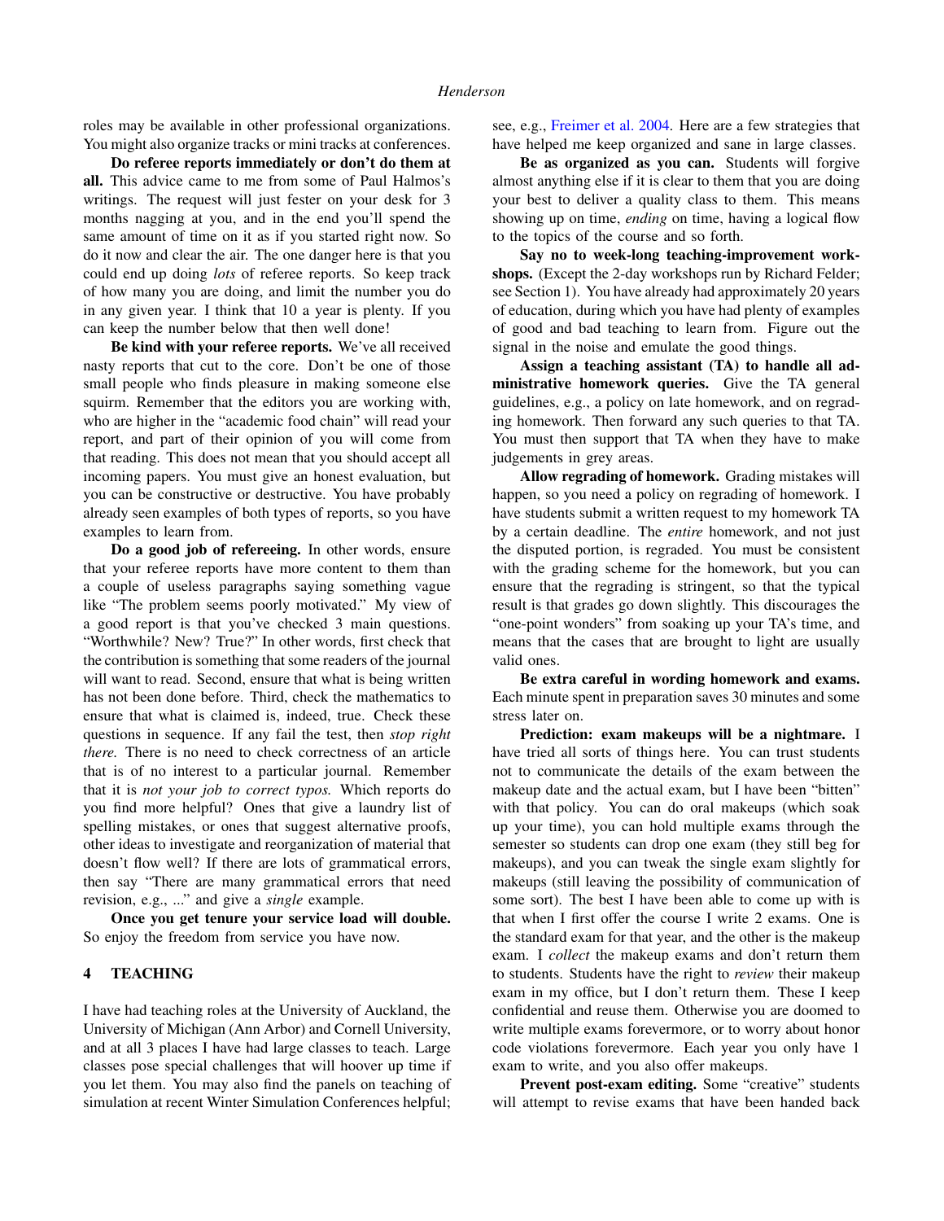roles may be available in other professional organizations. You might also organize tracks or mini tracks at conferences.

**Do referee reports immediately or don't do them at all.** This advice came to me from some of Paul Halmos's writings. The request will just fester on your desk for 3 months nagging at you, and in the end you'll spend the same amount of time on it as if you started right now. So do it now and clear the air. The one danger here is that you could end up doing *lots* of referee reports. So keep track of how many you are doing, and limit the number you do in any given year. I think that 10 a year is plenty. If you can keep the number below that then well done!

**Be kind with your referee reports.** We've all received nasty reports that cut to the core. Don't be one of those small people who finds pleasure in making someone else squirm. Remember that the editors you are working with, who are higher in the "academic food chain" will read your report, and part of their opinion of you will come from that reading. This does not mean that you should accept all incoming papers. You must give an honest evaluation, but you can be constructive or destructive. You have probably already seen examples of both types of reports, so you have examples to learn from.

**Do a good job of refereeing.** In other words, ensure that your referee reports have more content to them than a couple of useless paragraphs saying something vague like "The problem seems poorly motivated." My view of a good report is that you've checked 3 main questions. "Worthwhile? New? True?" In other words, first check that the contribution is something that some readers of the journal will want to read. Second, ensure that what is being written has not been done before. Third, check the mathematics to ensure that what is claimed is, indeed, true. Check these questions in sequence. If any fail the test, then *stop right there.* There is no need to check correctness of an article that is of no interest to a particular journal. Remember that it is *not your job to correct typos.* Which reports do you find more helpful? Ones that give a laundry list of spelling mistakes, or ones that suggest alternative proofs, other ideas to investigate and reorganization of material that doesn't flow well? If there are lots of grammatical errors, then say "There are many grammatical errors that need revision, e.g., ..." and give a *single* example.

**Once you get tenure your service load will double.** So enjoy the freedom from service you have now.

## 4 TEACHING

I have had teaching roles at the University of Auckland, the University of Michigan (Ann Arbor) and Cornell University, and at all 3 places I have had large classes to teach. Large classes pose special challenges that will hoover up time if you let them. You may also find the panels on teaching of simulation at recent Winter Simulation Conferences helpful; see, e.g., Freimer et al. 2004. Here are a few strategies that have helped me keep organized and sane in large classes.

**Be as organized as you can.** Students will forgive almost anything else if it is clear to them that you are doing your best to deliver a quality class to them. This means showing up on time, *ending* on time, having a logical flow to the topics of the course and so forth.

**Say no to week-long teaching-improvement workshops.** (Except the 2-day workshops run by Richard Felder; see Section 1). You have already had approximately 20 years of education, during which you have had plenty of examples of good and bad teaching to learn from. Figure out the signal in the noise and emulate the good things.

**Assign a teaching assistant (TA) to handle all administrative homework queries.** Give the TA general guidelines, e.g., a policy on late homework, and on regrading homework. Then forward any such queries to that TA. You must then support that TA when they have to make judgements in grey areas.

**Allow regrading of homework.** Grading mistakes will happen, so you need a policy on regrading of homework. I have students submit a written request to my homework TA by a certain deadline. The *entire* homework, and not just the disputed portion, is regraded. You must be consistent with the grading scheme for the homework, but you can ensure that the regrading is stringent, so that the typical result is that grades go down slightly. This discourages the "one-point wonders" from soaking up your TA's time, and means that the cases that are brought to light are usually valid ones.

**Be extra careful in wording homework and exams.** Each minute spent in preparation saves 30 minutes and some stress later on.

**Prediction: exam makeups will be a nightmare.** I have tried all sorts of things here. You can trust students not to communicate the details of the exam between the makeup date and the actual exam, but I have been "bitten" with that policy. You can do oral makeups (which soak up your time), you can hold multiple exams through the semester so students can drop one exam (they still beg for makeups), and you can tweak the single exam slightly for makeups (still leaving the possibility of communication of some sort). The best I have been able to come up with is that when I first offer the course I write 2 exams. One is the standard exam for that year, and the other is the makeup exam. I *collect* the makeup exams and don't return them to students. Students have the right to *review* their makeup exam in my office, but I don't return them. These I keep confidential and reuse them. Otherwise you are doomed to write multiple exams forevermore, or to worry about honor code violations forevermore. Each year you only have 1 exam to write, and you also offer makeups.

**Prevent post-exam editing.** Some "creative" students will attempt to revise exams that have been handed back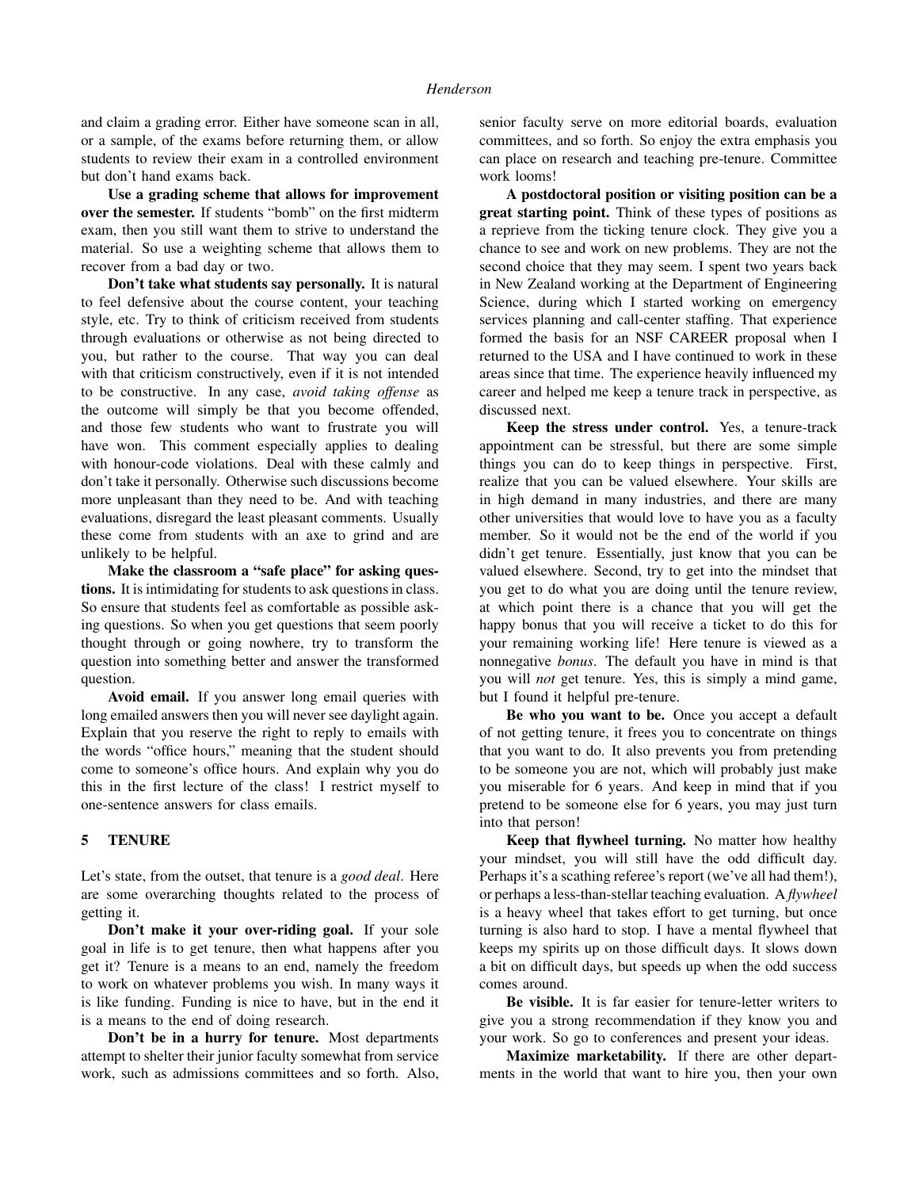and claim a grading error. Either have someone scan in all, or a sample, of the exams before returning them, or allow students to review their exam in a controlled environment but don't hand exams back.

**Use a grading scheme that allows for improvement over the semester.** If students "bomb" on the first midterm exam, then you still want them to strive to understand the material. So use a weighting scheme that allows them to recover from a bad day or two.

**Don't take what students say personally.** It is natural to feel defensive about the course content, your teaching style, etc. Try to think of criticism received from students through evaluations or otherwise as not being directed to you, but rather to the course. That way you can deal with that criticism constructively, even if it is not intended to be constructive. In any case, *avoid taking offense* as the outcome will simply be that you become offended, and those few students who want to frustrate you will have won. This comment especially applies to dealing with honour-code violations. Deal with these calmly and don't take it personally. Otherwise such discussions become more unpleasant than they need to be. And with teaching evaluations, disregard the least pleasant comments. Usually these come from students with an axe to grind and are unlikely to be helpful.

**Make the classroom a "safe place" for asking questions.** It is intimidating for students to ask questions in class. So ensure that students feel as comfortable as possible asking questions. So when you get questions that seem poorly thought through or going nowhere, try to transform the question into something better and answer the transformed question.

**Avoid email.** If you answer long email queries with long emailed answers then you will never see daylight again. Explain that you reserve the right to reply to emails with the words "office hours," meaning that the student should come to someone's office hours. And explain why you do this in the first lecture of the class! I restrict myself to one-sentence answers for class emails.

## 5 TENURE

Let's state, from the outset, that tenure is a *good deal*. Here are some overarching thoughts related to the process of getting it.

**Don't make it your over-riding goal.** If your sole goal in life is to get tenure, then what happens after you get it? Tenure is a means to an end, namely the freedom to work on whatever problems you wish. In many ways it is like funding. Funding is nice to have, but in the end it is a means to the end of doing research.

**Don't be in a hurry for tenure.** Most departments attempt to shelter their junior faculty somewhat from service work, such as admissions committees and so forth. Also, senior faculty serve on more editorial boards, evaluation committees, and so forth. So enjoy the extra emphasis you can place on research and teaching pre-tenure. Committee work looms!

**A postdoctoral position or visiting position can be a great starting point.** Think of these types of positions as a reprieve from the ticking tenure clock. They give you a chance to see and work on new problems. They are not the second choice that they may seem. I spent two years back in New Zealand working at the Department of Engineering Science, during which I started working on emergency services planning and call-center staffing. That experience formed the basis for an NSF CAREER proposal when I returned to the USA and I have continued to work in these areas since that time. The experience heavily influenced my career and helped me keep a tenure track in perspective, as discussed next.

**Keep the stress under control.** Yes, a tenure-track appointment can be stressful, but there are some simple things you can do to keep things in perspective. First, realize that you can be valued elsewhere. Your skills are in high demand in many industries, and there are many other universities that would love to have you as a faculty member. So it would not be the end of the world if you didn't get tenure. Essentially, just know that you can be valued elsewhere. Second, try to get into the mindset that you get to do what you are doing until the tenure review, at which point there is a chance that you will get the happy bonus that you will receive a ticket to do this for your remaining working life! Here tenure is viewed as a nonnegative *bonus*. The default you have in mind is that you will *not* get tenure. Yes, this is simply a mind game, but I found it helpful pre-tenure.

**Be who you want to be.** Once you accept a default of not getting tenure, it frees you to concentrate on things that you want to do. It also prevents you from pretending to be someone you are not, which will probably just make you miserable for 6 years. And keep in mind that if you pretend to be someone else for 6 years, you may just turn into that person!

**Keep that flywheel turning.** No matter how healthy your mindset, you will still have the odd difficult day. Perhaps it's a scathing referee's report (we've all had them!), or perhaps a less-than-stellar teaching evaluation. A *flywheel* is a heavy wheel that takes effort to get turning, but once turning is also hard to stop. I have a mental flywheel that keeps my spirits up on those difficult days. It slows down a bit on difficult days, but speeds up when the odd success comes around.

**Be visible.** It is far easier for tenure-letter writers to give you a strong recommendation if they know you and your work. So go to conferences and present your ideas.

**Maximize marketability.** If there are other departments in the world that want to hire you, then your own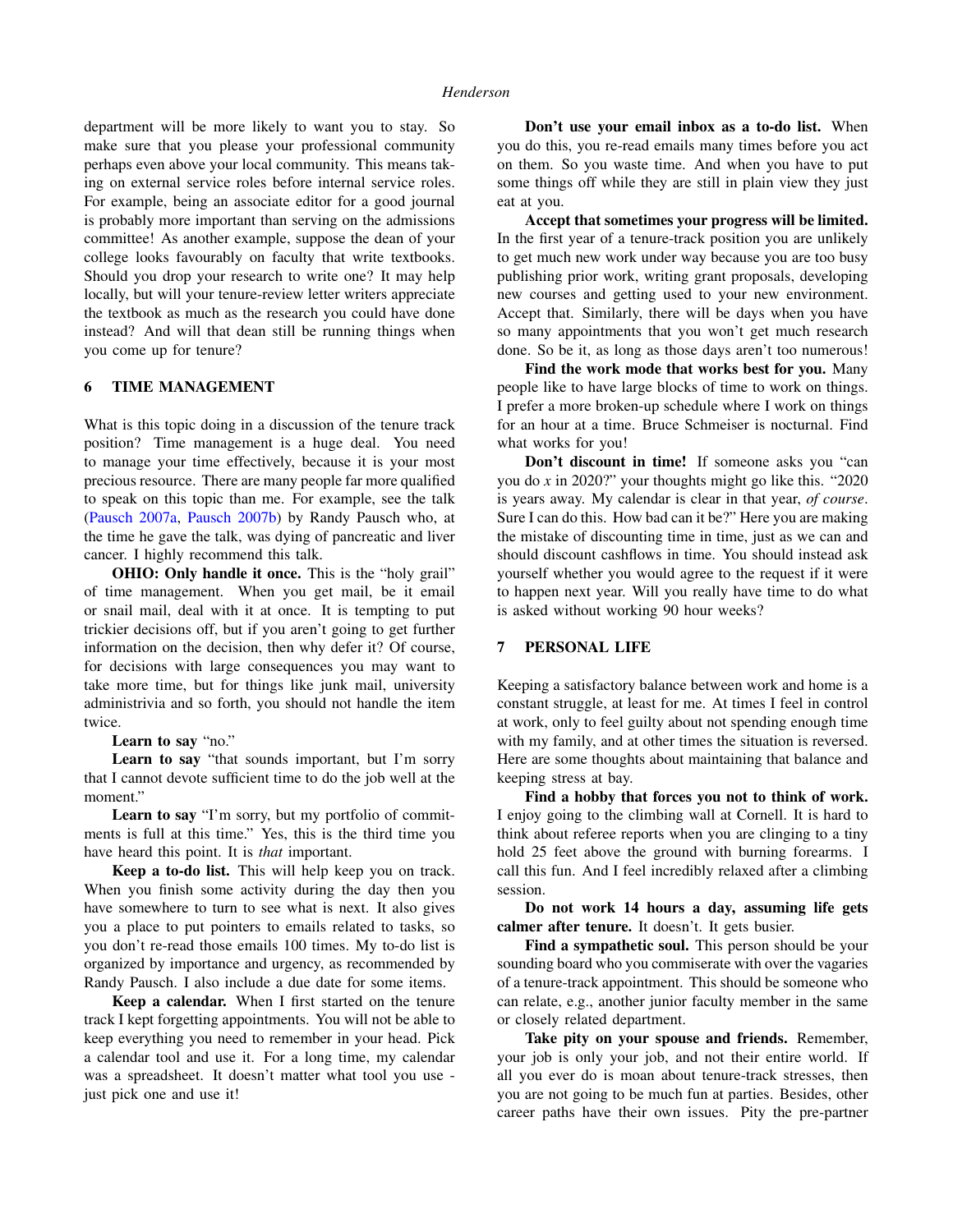department will be more likely to want you to stay. So make sure that you please your professional community perhaps even above your local community. This means taking on external service roles before internal service roles. For example, being an associate editor for a good journal is probably more important than serving on the admissions committee! As another example, suppose the dean of your college looks favourably on faculty that write textbooks. Should you drop your research to write one? It may help locally, but will your tenure-review letter writers appreciate the textbook as much as the research you could have done instead? And will that dean still be running things when you come up for tenure?

## 6 TIME MANAGEMENT

What is this topic doing in a discussion of the tenure track position? Time management is a huge deal. You need to manage your time effectively, because it is your most precious resource. There are many people far more qualified to speak on this topic than me. For example, see the talk (Pausch 2007a, Pausch 2007b) by Randy Pausch who, at the time he gave the talk, was dying of pancreatic and liver cancer. I highly recommend this talk.

**OHIO: Only handle it once.** This is the "holy grail" of time management. When you get mail, be it email or snail mail, deal with it at once. It is tempting to put trickier decisions off, but if you aren't going to get further information on the decision, then why defer it? Of course, for decisions with large consequences you may want to take more time, but for things like junk mail, university administrivia and so forth, you should not handle the item twice.

**Learn to say** "no."

**Learn to say** "that sounds important, but I'm sorry that I cannot devote sufficient time to do the job well at the moment."

**Learn to say** "I'm sorry, but my portfolio of commitments is full at this time." Yes, this is the third time you have heard this point. It is *that* important.

**Keep a to-do list.** This will help keep you on track. When you finish some activity during the day then you have somewhere to turn to see what is next. It also gives you a place to put pointers to emails related to tasks, so you don't re-read those emails 100 times. My to-do list is organized by importance and urgency, as recommended by Randy Pausch. I also include a due date for some items.

**Keep a calendar.** When I first started on the tenure track I kept forgetting appointments. You will not be able to keep everything you need to remember in your head. Pick a calendar tool and use it. For a long time, my calendar was a spreadsheet. It doesn't matter what tool you use - just pick one and use it!

**Don't use your email inbox as a to-do list.** When you do this, you re-read emails many times before you act on them. So you waste time. And when you have to put some things off while they are still in plain view they just eat at you.

**Accept that sometimes your progress will be limited.** In the first year of a tenure-track position you are unlikely to get much new work under way because you are too busy publishing prior work, writing grant proposals, developing new courses and getting used to your new environment. Accept that. Similarly, there will be days when you have so many appointments that you won't get much research done. So be it, as long as those days aren't too numerous!

**Find the work mode that works best for you.** Many people like to have large blocks of time to work on things. I prefer a more broken-up schedule where I work on things for an hour at a time. Bruce Schmeiser is nocturnal. Find what works for you!

**Don't discount in time!** If someone asks you "can you do $x$ in 2020?" your thoughts might go like this. "2020 is years away. My calendar is clear in that year, *of course*. Sure I can do this. How bad can it be?" Here you are making the mistake of discounting time in time, just as we can and should discount cashflows in time. You should instead ask yourself whether you would agree to the request if it were to happen next year. Will you really have time to do what is asked without working 90 hour weeks?

## 7 PERSONAL LIFE

Keeping a satisfactory balance between work and home is a constant struggle, at least for me. At times I feel in control at work, only to feel guilty about not spending enough time with my family, and at other times the situation is reversed. Here are some thoughts about maintaining that balance and keeping stress at bay.

**Find a hobby that forces you not to think of work.** I enjoy going to the climbing wall at Cornell. It is hard to think about referee reports when you are clinging to a tiny hold 25 feet above the ground with burning forearms. I call this fun. And I feel incredibly relaxed after a climbing session.

**Do not work 14 hours a day, assuming life gets calmer after tenure.** It doesn't. It gets busier.

**Find a sympathetic soul.** This person should be your sounding board who you commiserate with over the vagaries of a tenure-track appointment. This should be someone who can relate, e.g., another junior faculty member in the same or closely related department.

**Take pity on your spouse and friends.** Remember, your job is only your job, and not their entire world. If all you ever do is moan about tenure-track stresses, then you are not going to be much fun at parties. Besides, other career paths have their own issues. Pity the pre-partner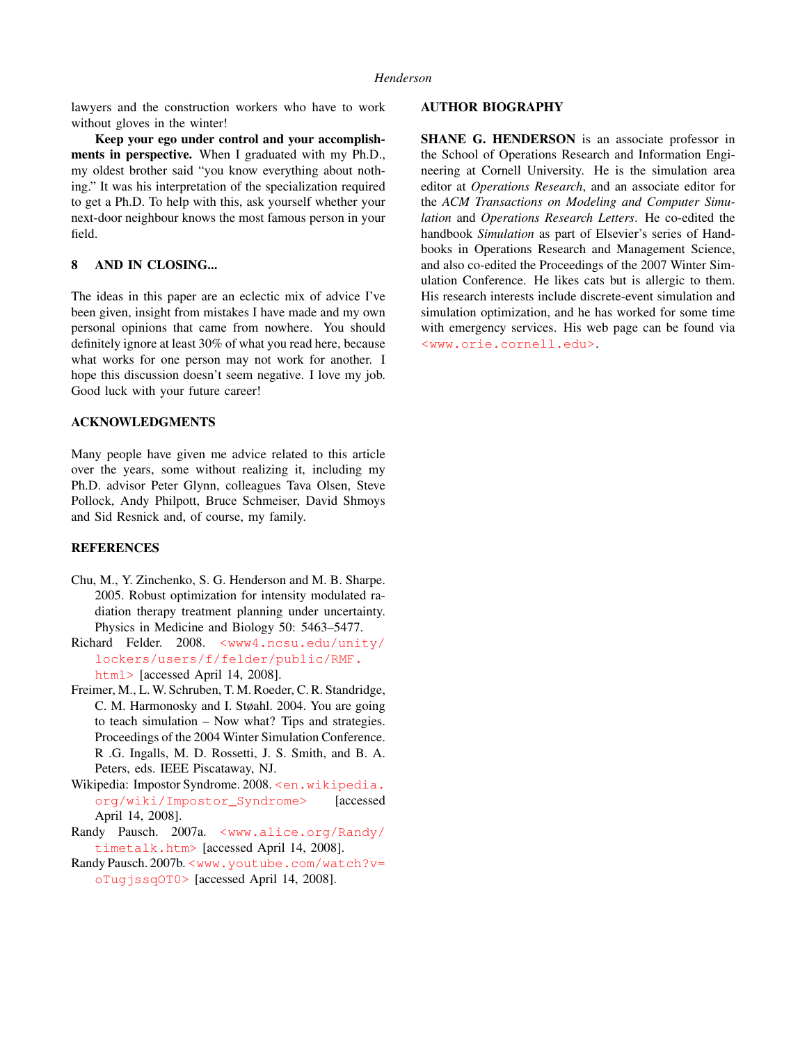lawyers and the construction workers who have to work without gloves in the winter!

**Keep your ego under control and your accomplishments in perspective.** When I graduated with my Ph.D., my oldest brother said "you know everything about nothing." It was his interpretation of the specialization required to get a Ph.D. To help with this, ask yourself whether your next-door neighbour knows the most famous person in your field.

## 8 AND IN CLOSING...

The ideas in this paper are an eclectic mix of advice I've been given, insight from mistakes I have made and my own personal opinions that came from nowhere. You should definitely ignore at least 30% of what you read here, because what works for one person may not work for another. I hope this discussion doesn't seem negative. I love my job. Good luck with your future career!

## ACKNOWLEDGMENTS

Many people have given me advice related to this article over the years, some without realizing it, including my Ph.D. advisor Peter Glynn, colleagues Tava Olsen, Steve Pollock, Andy Philpott, Bruce Schmeiser, David Shmoys and Sid Resnick and, of course, my family.

## REFERENCES

Chu, M., Y. Zinchenko, S. G. Henderson and M. B. Sharpe. 2005. Robust optimization for intensity modulated radiation therapy treatment planning under uncertainty. Physics in Medicine and Biology 50: 5463–5477.

Richard Felder. 2008. <www4.ncsu.edu/unity/lockers/users/f/felder/public/RMF.html> [accessed April 14, 2008].

Freimer, M., L. W. Schruben, T. M. Roeder, C. R. Standridge, C. M. Harmonosky and I. Støahl. 2004. You are going to teach simulation – Now what? Tips and strategies. Proceedings of the 2004 Winter Simulation Conference. R .G. Ingalls, M. D. Rossetti, J. S. Smith, and B. A. Peters, eds. IEEE Piscataway, NJ.

Wikipedia: Impostor Syndrome. 2008. <en.wikipedia.org/wiki/Impostor_Syndrome> [accessed April 14, 2008].

Randy Pausch. 2007a. <www.alice.org/Randy/timetalk.htm> [accessed April 14, 2008].

Randy Pausch. 2007b. <www.youtube.com/watch?v=oTugjssqOT0> [accessed April 14, 2008].

## AUTHOR BIOGRAPHY

**SHANE G. HENDERSON** is an associate professor in the School of Operations Research and Information Engineering at Cornell University. He is the simulation area editor at *Operations Research*, and an associate editor for the *ACM Transactions on Modeling and Computer Simulation* and *Operations Research Letters*. He co-edited the handbook *Simulation* as part of Elsevier's series of Handbooks in Operations Research and Management Science, and also co-edited the Proceedings of the 2007 Winter Simulation Conference. He likes cats but is allergic to them. His research interests include discrete-event simulation and simulation optimization, and he has worked for some time with emergency services. His web page can be found via <www.orie.cornell.edu>.